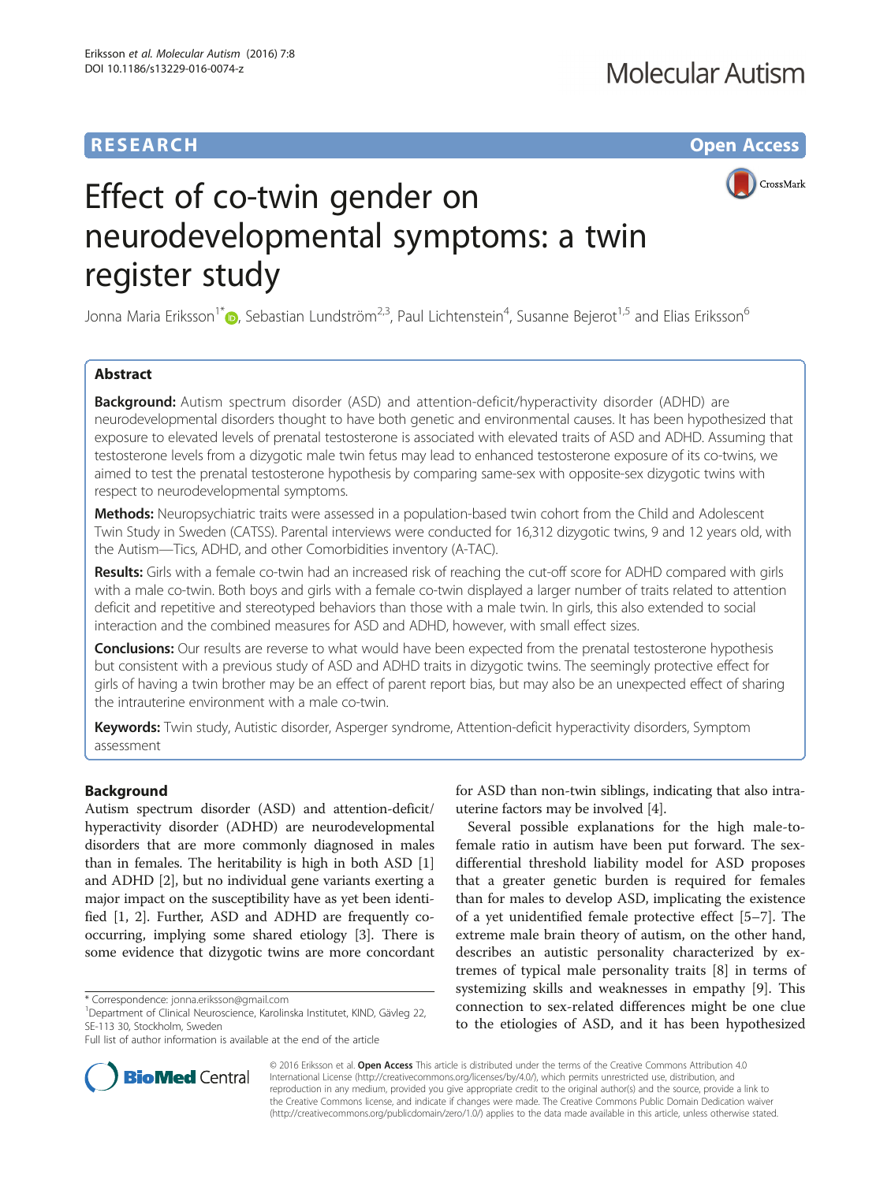RESEARCH

Open Access

# Effect of co-twin gender on neurodevelopmental symptoms: a twin register study

Jonna Maria Eriksson[1*], Sebastian Lundström[2,3], Paul Lichtenstein[4], Susanne Bejerot[1,5] and Elias Eriksson[6]

## Abstract

**Background:** Autism spectrum disorder (ASD) and attention-deficit/hyperactivity disorder (ADHD) are neurodevelopmental disorders thought to have both genetic and environmental causes. It has been hypothesized that exposure to elevated levels of prenatal testosterone is associated with elevated traits of ASD and ADHD. Assuming that testosterone levels from a dizygotic male twin fetus may lead to enhanced testosterone exposure of its co-twins, we aimed to test the prenatal testosterone hypothesis by comparing same-sex with opposite-sex dizygotic twins with respect to neurodevelopmental symptoms.

**Methods:** Neuropsychiatric traits were assessed in a population-based twin cohort from the Child and Adolescent Twin Study in Sweden (CATSS). Parental interviews were conducted for 16,312 dizygotic twins, 9 and 12 years old, with the Autism—Tics, ADHD, and other Comorbidities inventory (A-TAC).

**Results:** Girls with a female co-twin had an increased risk of reaching the cut-off score for ADHD compared with girls with a male co-twin. Both boys and girls with a female co-twin displayed a larger number of traits related to attention deficit and repetitive and stereotyped behaviors than those with a male twin. In girls, this also extended to social interaction and the combined measures for ASD and ADHD, however, with small effect sizes.

**Conclusions:** Our results are reverse to what would have been expected from the prenatal testosterone hypothesis but consistent with a previous study of ASD and ADHD traits in dizygotic twins. The seemingly protective effect for girls of having a twin brother may be an effect of parent report bias, but may also be an unexpected effect of sharing the intrauterine environment with a male co-twin.

**Keywords:** Twin study, Autistic disorder, Asperger syndrome, Attention-deficit hyperactivity disorders, Symptom assessment

## Background

Autism spectrum disorder (ASD) and attention-deficit/hyperactivity disorder (ADHD) are neurodevelopmental disorders that are more commonly diagnosed in males than in females. The heritability is high in both ASD [1] and ADHD [2], but no individual gene variants exerting a major impact on the susceptibility have as yet been identified [1, 2]. Further, ASD and ADHD are frequently co-occurring, implying some shared etiology [3]. There is some evidence that dizygotic twins are more concordant for ASD than non-twin siblings, indicating that also intrauterine factors may be involved [4].

Several possible explanations for the high male-to-female ratio in autism have been put forward. The sex-differential threshold liability model for ASD proposes that a greater genetic burden is required for females than for males to develop ASD, implicating the existence of a yet unidentified female protective effect [5–7]. The extreme male brain theory of autism, on the other hand, describes an autistic personality characterized by extremes of typical male personality traits [8] in terms of systemizing skills and weaknesses in empathy [9]. This connection to sex-related differences might be one clue to the etiologies of ASD, and it has been hypothesized

* Correspondence: jonna.eriksson@gmail.com
[1]Department of Clinical Neuroscience, Karolinska Institutet, KIND, Gävleg 22, SE-113 30, Stockholm, Sweden
Full list of author information is available at the end of the article

© 2016 Eriksson et al. **Open Access** This article is distributed under the terms of the Creative Commons Attribution 4.0 International License (http://creativecommons.org/licenses/by/4.0/), which permits unrestricted use, distribution, and reproduction in any medium, provided you give appropriate credit to the original author(s) and the source, provide a link to the Creative Commons license, and indicate if changes were made. The Creative Commons Public Domain Dedication waiver (http://creativecommons.org/publicdomain/zero/1.0/) applies to the data made available in this article, unless otherwise stated.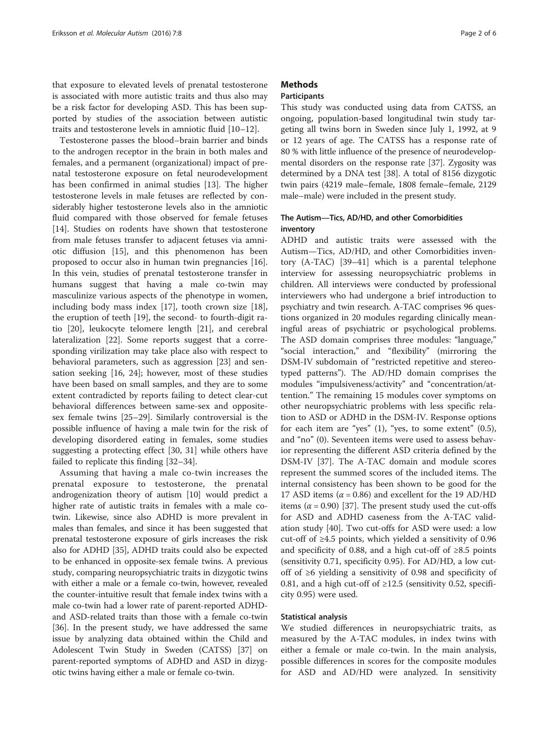that exposure to elevated levels of prenatal testosterone is associated with more autistic traits and thus also may be a risk factor for developing ASD. This has been supported by studies of the association between autistic traits and testosterone levels in amniotic fluid [10–12].

Testosterone passes the blood–brain barrier and binds to the androgen receptor in the brain in both males and females, and a permanent (organizational) impact of prenatal testosterone exposure on fetal neurodevelopment has been confirmed in animal studies [13]. The higher testosterone levels in male fetuses are reflected by considerably higher testosterone levels also in the amniotic fluid compared with those observed for female fetuses [14]. Studies on rodents have shown that testosterone from male fetuses transfer to adjacent fetuses via amniotic diffusion [15], and this phenomenon has been proposed to occur also in human twin pregnancies [16]. In this vein, studies of prenatal testosterone transfer in humans suggest that having a male co-twin may masculinize various aspects of the phenotype in women, including body mass index [17], tooth crown size [18], the eruption of teeth [19], the second- to fourth-digit ratio [20], leukocyte telomere length [21], and cerebral lateralization [22]. Some reports suggest that a corresponding virilization may take place also with respect to behavioral parameters, such as aggression [23] and sensation seeking [16, 24]; however, most of these studies have been based on small samples, and they are to some extent contradicted by reports failing to detect clear-cut behavioral differences between same-sex and opposite-sex female twins [25–29]. Similarly controversial is the possible influence of having a male twin for the risk of developing disordered eating in females, some studies suggesting a protecting effect [30, 31] while others have failed to replicate this finding [32–34].

Assuming that having a male co-twin increases the prenatal exposure to testosterone, the prenatal androgenization theory of autism [10] would predict a higher rate of autistic traits in females with a male co-twin. Likewise, since also ADHD is more prevalent in males than females, and since it has been suggested that prenatal testosterone exposure of girls increases the risk also for ADHD [35], ADHD traits could also be expected to be enhanced in opposite-sex female twins. A previous study, comparing neuropsychiatric traits in dizygotic twins with either a male or a female co-twin, however, revealed the counter-intuitive result that female index twins with a male co-twin had a lower rate of parent-reported ADHD- and ASD-related traits than those with a female co-twin [36]. In the present study, we have addressed the same issue by analyzing data obtained within the Child and Adolescent Twin Study in Sweden (CATSS) [37] on parent-reported symptoms of ADHD and ASD in dizygotic twins having either a male or female co-twin.

## Methods

### Participants

This study was conducted using data from CATSS, an ongoing, population-based longitudinal twin study targeting all twins born in Sweden since July 1, 1992, at 9 or 12 years of age. The CATSS has a response rate of 80 % with little influence of the presence of neurodevelopmental disorders on the response rate [37]. Zygosity was determined by a DNA test [38]. A total of 8156 dizygotic twin pairs (4219 male–female, 1808 female–female, 2129 male–male) were included in the present study.

### The Autism—Tics, AD/HD, and other Comorbidities inventory

ADHD and autistic traits were assessed with the Autism—Tics, AD/HD, and other Comorbidities inventory (A-TAC) [39–41] which is a parental telephone interview for assessing neuropsychiatric problems in children. All interviews were conducted by professional interviewers who had undergone a brief introduction to psychiatry and twin research. A-TAC comprises 96 questions organized in 20 modules regarding clinically meaningful areas of psychiatric or psychological problems. The ASD domain comprises three modules: "language," "social interaction," and "flexibility" (mirroring the DSM-IV subdomain of "restricted repetitive and stereotyped patterns"). The AD/HD domain comprises the modules "impulsiveness/activity" and "concentration/attention." The remaining 15 modules cover symptoms on other neuropsychiatric problems with less specific relation to ASD or ADHD in the DSM-IV. Response options for each item are "yes" (1), "yes, to some extent" (0.5), and "no" (0). Seventeen items were used to assess behavior representing the different ASD criteria defined by the DSM-IV [37]. The A-TAC domain and module scores represent the summed scores of the included items. The internal consistency has been shown to be good for the 17 ASD items ($\alpha = 0.86$) and excellent for the 19 AD/HD items ($\alpha = 0.90$) [37]. The present study used the cut-offs for ASD and ADHD caseness from the A-TAC validation study [40]. Two cut-offs for ASD were used: a low cut-off of ≥4.5 points, which yielded a sensitivity of 0.96 and specificity of 0.88, and a high cut-off of ≥8.5 points (sensitivity 0.71, specificity 0.95). For AD/HD, a low cut-off of ≥6 yielding a sensitivity of 0.98 and specificity of 0.81, and a high cut-off of ≥12.5 (sensitivity 0.52, specificity 0.95) were used.

### Statistical analysis

We studied differences in neuropsychiatric traits, as measured by the A-TAC modules, in index twins with either a female or male co-twin. In the main analysis, possible differences in scores for the composite modules for ASD and AD/HD were analyzed. In sensitivity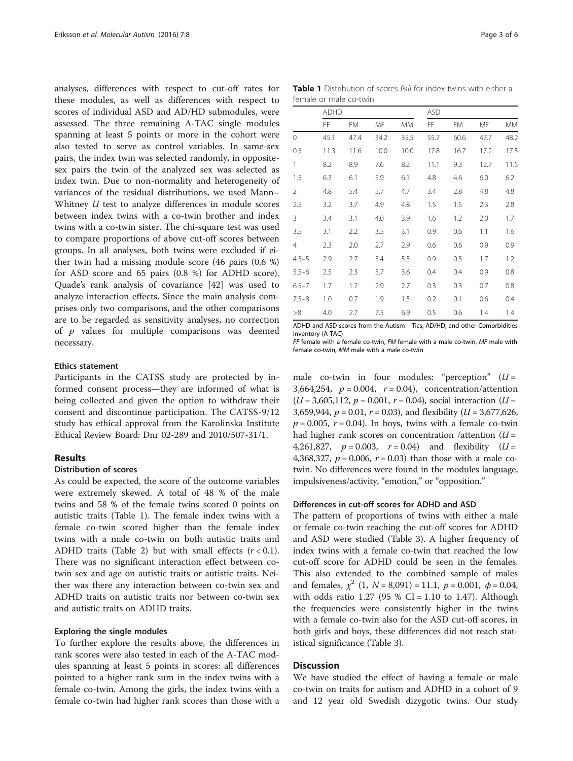analyses, differences with respect to cut-off rates for these modules, as well as differences with respect to scores of individual ASD and AD/HD submodules, were assessed. The three remaining A-TAC single modules spanning at least 5 points or more in the cohort were also tested to serve as control variables. In same-sex pairs, the index twin was selected randomly, in opposite-sex pairs the twin of the analyzed sex was selected as index twin. Due to non-normality and heterogeneity of variances of the residual distributions, we used Mann–Whitney $U$ test to analyze differences in module scores between index twins with a co-twin brother and index twins with a co-twin sister. The chi-square test was used to compare proportions of above cut-off scores between groups. In all analyses, both twins were excluded if either twin had a missing module score (46 pairs (0.6 %) for ASD score and 65 pairs (0.8 %) for ADHD score). Quade's rank analysis of covariance [42] was used to analyze interaction effects. Since the main analysis comprises only two comparisons, and the other comparisons are to be regarded as sensitivity analyses, no correction of $p$ values for multiple comparisons was deemed necessary.

### Ethics statement

Participants in the CATSS study are protected by informed consent process—they are informed of what is being collected and given the option to withdraw their consent and discontinue participation. The CATSS-9/12 study has ethical approval from the Karolinska Institute Ethical Review Board: Dnr 02-289 and 2010/507-31/1.

## Results

### Distribution of scores

As could be expected, the score of the outcome variables were extremely skewed. A total of 48 % of the male twins and 58 % of the female twins scored 0 points on autistic traits (Table 1). The female index twins with a female co-twin scored higher than the female index twins with a male co-twin on both autistic traits and ADHD traits (Table 2) but with small effects ($r < 0.1$). There was no significant interaction effect between co-twin sex and age on autistic traits or autistic traits. Neither was there any interaction between co-twin sex and ADHD traits on autistic traits nor between co-twin sex and autistic traits on ADHD traits.

### Exploring the single modules

To further explore the results above, the differences in rank scores were also tested in each of the A-TAC modules spanning at least 5 points in scores: all differences pointed to a higher rank sum in the index twins with a female co-twin. Among the girls, the index twins with a female co-twin had higher rank scores than those with a male co-twin in four modules: "perception" ($U$ = 3,664,254, $p = 0.004$, $r = 0.04$), concentration/attention ($U$ = 3,605,112, $p = 0.001$, $r = 0.04$), social interaction ($U$ = 3,659,944, $p = 0.01$, $r = 0.03$), and flexibility ($U$ = 3,677,626, $p = 0.005$, $r = 0.04$). In boys, twins with a female co-twin had higher rank scores on concentration /attention ($U$ = 4,261,827, $p = 0.003$, $r = 0.04$) and flexibility ($U$ = 4,368,327, $p = 0.006$, $r = 0.03$) than those with a male co-twin. No differences were found in the modules language, impulsiveness/activity, "emotion," or "opposition."

**Table 1** Distribution of scores (%) for index twins with either a female or male co-twin

| | ADHD | | | | ASD | | | |
|---|---|---|---|---|---|---|---|---|
| | FF | FM | MF | MM | FF | FM | MF | MM |
| 0 | 45.1 | 47.4 | 34.2 | 35.5 | 55.7 | 60.6 | 47.7 | 48.2 |
| 0.5 | 11.3 | 11.6 | 10.0 | 10.0 | 17.8 | 16.7 | 17.2 | 17.5 |
| 1 | 8.2 | 8.9 | 7.6 | 8.2 | 11.1 | 9.3 | 12.7 | 11.5 |
| 1.5 | 6.3 | 6.1 | 5.9 | 6.1 | 4.8 | 4.6 | 6.0 | 6.2 |
| 2 | 4.8 | 5.4 | 5.7 | 4.7 | 3.4 | 2.8 | 4.8 | 4.8 |
| 2.5 | 3.2 | 3.7 | 4.9 | 4.8 | 1.5 | 1.5 | 2.3 | 2.8 |
| 3 | 3.4 | 3.1 | 4.0 | 3.9 | 1.6 | 1.2 | 2.0 | 1.7 |
| 3.5 | 3.1 | 2.2 | 3.5 | 3.1 | 0.9 | 0.6 | 1.1 | 1.6 |
| 4 | 2.3 | 2.0 | 2.7 | 2.9 | 0.6 | 0.6 | 0.9 | 0.9 |
| 4.5–5 | 2.9 | 2.7 | 5.4 | 5.5 | 0.9 | 0.5 | 1.7 | 1.2 |
| 5.5–6 | 2.5 | 2.3 | 3.7 | 3.6 | 0.4 | 0.4 | 0.9 | 0.8 |
| 6.5–7 | 1.7 | 1.2 | 2.9 | 2.7 | 0.3 | 0.3 | 0.7 | 0.8 |
| 7.5–8 | 1.0 | 0.7 | 1.9 | 1.5 | 0.2 | 0.1 | 0.6 | 0.4 |
| >8 | 4.0 | 2.7 | 7.5 | 6.9 | 0.5 | 0.6 | 1.4 | 1.4 |

ADHD and ASD scores from the Autism—Tics, AD/HD, and other Comorbidities inventory (A-TAC)

*FF* female with a female co-twin, *FM* female with a male co-twin, *MF* male with female co-twin, *MM* male with a male co-twin

### Differences in cut-off scores for ADHD and ASD

The pattern of proportions of twins with either a male or female co-twin reaching the cut-off scores for ADHD and ASD were studied (Table 3). A higher frequency of index twins with a female co-twin that reached the low cut-off score for ADHD could be seen in the females. This also extended to the combined sample of males and females, $\chi^2$ (1, $N$ = 8,091) = 11.1, $p = 0.001$, $\phi = 0.04$, with odds ratio 1.27 (95 % CI = 1.10 to 1.47). Although the frequencies were consistently higher in the twins with a female co-twin also for the ASD cut-off scores, in both girls and boys, these differences did not reach statistical significance (Table 3).

## Discussion

We have studied the effect of having a female or male co-twin on traits for autism and ADHD in a cohort of 9 and 12 year old Swedish dizygotic twins. Our study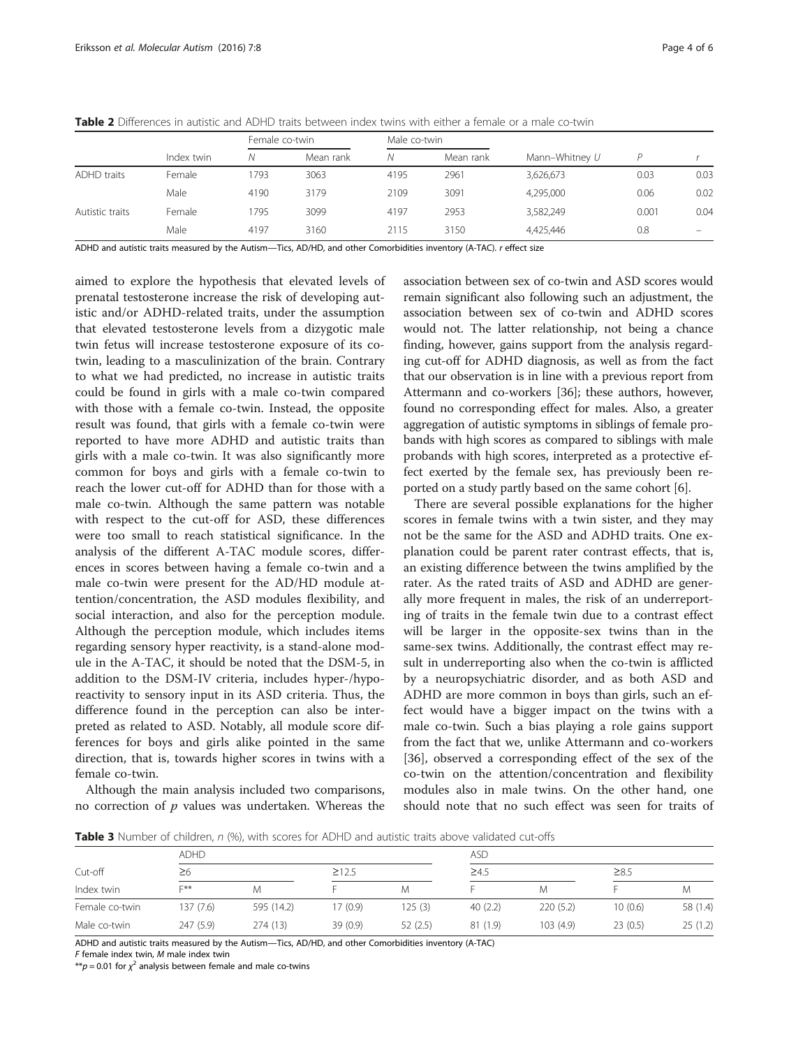**Table 2** Differences in autistic and ADHD traits between index twins with either a female or a male co-twin

| | Index twin | Female co-twin | | Male co-twin | | Mann–Whitney *U* | *P* | *r* |
|---|---|---|---|---|---|---|---|---|
| | | *N* | Mean rank | *N* | Mean rank | | | |
| ADHD traits | Female | 1793 | 3063 | 4195 | 2961 | 3,626,673 | 0.03 | 0.03 |
| | Male | 4190 | 3179 | 2109 | 3091 | 4,295,000 | 0.06 | 0.02 |
| Autistic traits | Female | 1795 | 3099 | 4197 | 2953 | 3,582,249 | 0.001 | 0.04 |
| | Male | 4197 | 3160 | 2115 | 3150 | 4,425,446 | 0.8 | – |

ADHD and autistic traits measured by the Autism—Tics, AD/HD, and other Comorbidities inventory (A-TAC). *r* effect size

aimed to explore the hypothesis that elevated levels of prenatal testosterone increase the risk of developing autistic and/or ADHD-related traits, under the assumption that elevated testosterone levels from a dizygotic male twin fetus will increase testosterone exposure of its co-twin, leading to a masculinization of the brain. Contrary to what we had predicted, no increase in autistic traits could be found in girls with a male co-twin compared with those with a female co-twin. Instead, the opposite result was found, that girls with a female co-twin were reported to have more ADHD and autistic traits than girls with a male co-twin. It was also significantly more common for boys and girls with a female co-twin to reach the lower cut-off for ADHD than for those with a male co-twin. Although the same pattern was notable with respect to the cut-off for ASD, these differences were too small to reach statistical significance. In the analysis of the different A-TAC module scores, differences in scores between having a female co-twin and a male co-twin were present for the AD/HD module attention/concentration, the ASD modules flexibility, and social interaction, and also for the perception module. Although the perception module, which includes items regarding sensory hyper reactivity, is a stand-alone module in the A-TAC, it should be noted that the DSM-5, in addition to the DSM-IV criteria, includes hyper-/hypo-reactivity to sensory input in its ASD criteria. Thus, the difference found in the perception can also be interpreted as related to ASD. Notably, all module score differences for boys and girls alike pointed in the same direction, that is, towards higher scores in twins with a female co-twin.

Although the main analysis included two comparisons, no correction of $p$ values was undertaken. Whereas the association between sex of co-twin and ASD scores would remain significant also following such an adjustment, the association between sex of co-twin and ADHD scores would not. The latter relationship, not being a chance finding, however, gains support from the analysis regarding cut-off for ADHD diagnosis, as well as from the fact that our observation is in line with a previous report from Attermann and co-workers [36]; these authors, however, found no corresponding effect for males. Also, a greater aggregation of autistic symptoms in siblings of female probands with high scores as compared to siblings with male probands with high scores, interpreted as a protective effect exerted by the female sex, has previously been reported on a study partly based on the same cohort [6].

There are several possible explanations for the higher scores in female twins with a twin sister, and they may not be the same for the ASD and ADHD traits. One explanation could be parent rater contrast effects, that is, an existing difference between the twins amplified by the rater. As the rated traits of ASD and ADHD are generally more frequent in males, the risk of an underreporting of traits in the female twin due to a contrast effect will be larger in the opposite-sex twins than in the same-sex twins. Additionally, the contrast effect may result in underreporting also when the co-twin is afflicted by a neuropsychiatric disorder, and as both ASD and ADHD are more common in boys than girls, such an effect would have a bigger impact on the twins with a male co-twin. Such a bias playing a role gains support from the fact that we, unlike Attermann and co-workers [36], observed a corresponding effect of the sex of the co-twin on the attention/concentration and flexibility modules also in male twins. On the other hand, one should note that no such effect was seen for traits of

**Table 3** Number of children, *n* (%), with scores for ADHD and autistic traits above validated cut-offs

| Cut-off | ADHD | | | | ASD | | | |
|---|---|---|---|---|---|---|---|---|
| | ≥6 | | ≥12.5 | | ≥4.5 | | ≥8.5 | |
| Index twin | F** | M | F | M | F | M | F | M |
| Female co-twin | 137 (7.6) | 595 (14.2) | 17 (0.9) | 125 (3) | 40 (2.2) | 220 (5.2) | 10 (0.6) | 58 (1.4) |
| Male co-twin | 247 (5.9) | 274 (13) | 39 (0.9) | 52 (2.5) | 81 (1.9) | 103 (4.9) | 23 (0.5) | 25 (1.2) |

ADHD and autistic traits measured by the Autism—Tics, AD/HD, and other Comorbidities inventory (A-TAC)

*F* female index twin, *M* male index twin

**$p = 0.01$ for $\chi^2$ analysis between female and male co-twins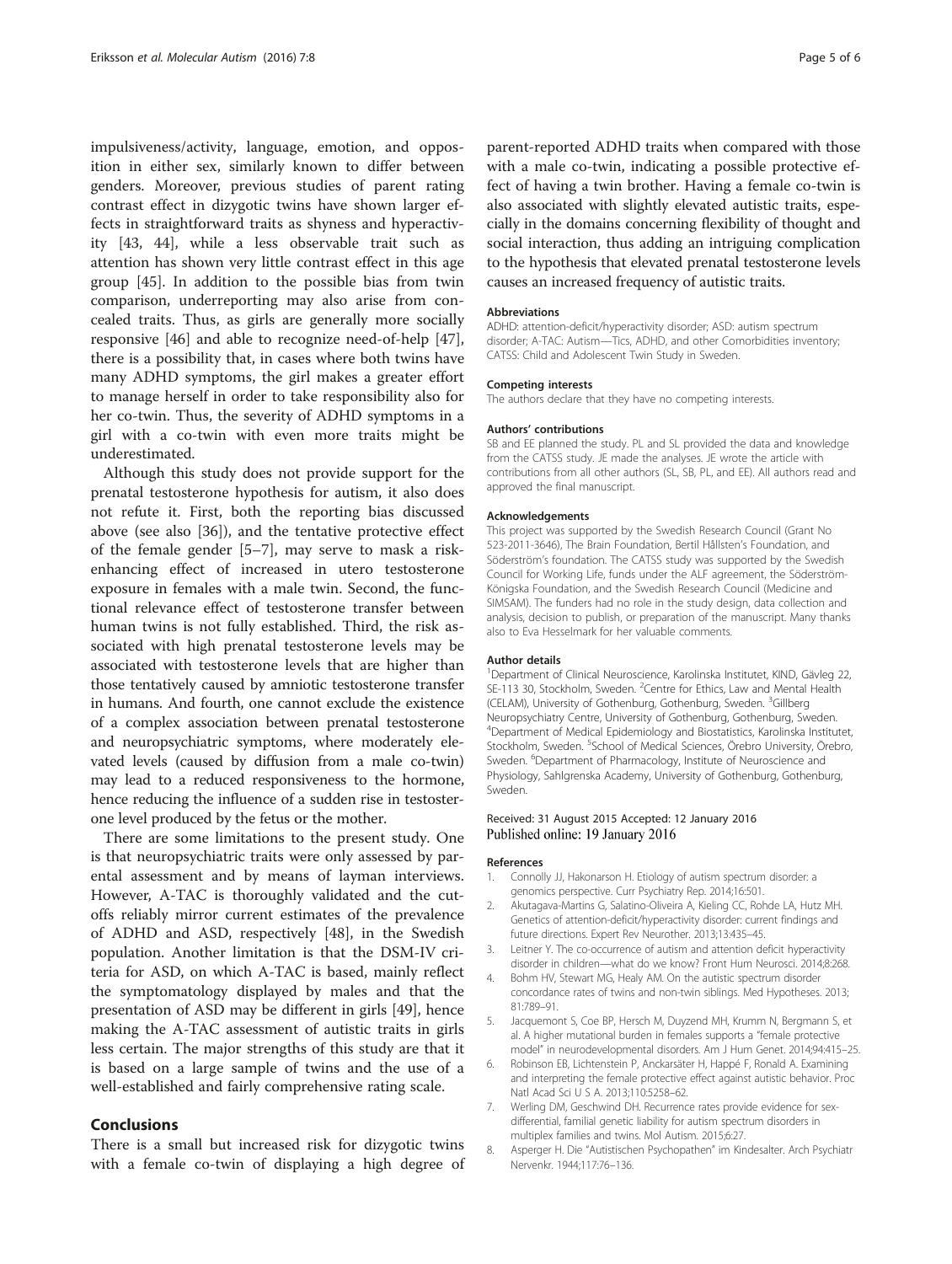impulsiveness/activity, language, emotion, and opposition in either sex, similarly known to differ between genders. Moreover, previous studies of parent rating contrast effect in dizygotic twins have shown larger effects in straightforward traits as shyness and hyperactivity [43, 44], while a less observable trait such as attention has shown very little contrast effect in this age group [45]. In addition to the possible bias from twin comparison, underreporting may also arise from concealed traits. Thus, as girls are generally more socially responsive [46] and able to recognize need-of-help [47], there is a possibility that, in cases where both twins have many ADHD symptoms, the girl makes a greater effort to manage herself in order to take responsibility also for her co-twin. Thus, the severity of ADHD symptoms in a girl with a co-twin with even more traits might be underestimated.

Although this study does not provide support for the prenatal testosterone hypothesis for autism, it also does not refute it. First, both the reporting bias discussed above (see also [36]), and the tentative protective effect of the female gender [5–7], may serve to mask a risk-enhancing effect of increased in utero testosterone exposure in females with a male twin. Second, the functional relevance effect of testosterone transfer between human twins is not fully established. Third, the risk associated with high prenatal testosterone levels may be associated with testosterone levels that are higher than those tentatively caused by amniotic testosterone transfer in humans. And fourth, one cannot exclude the existence of a complex association between prenatal testosterone and neuropsychiatric symptoms, where moderately elevated levels (caused by diffusion from a male co-twin) may lead to a reduced responsiveness to the hormone, hence reducing the influence of a sudden rise in testosterone level produced by the fetus or the mother.

There are some limitations to the present study. One is that neuropsychiatric traits were only assessed by parental assessment and by means of layman interviews. However, A-TAC is thoroughly validated and the cut-offs reliably mirror current estimates of the prevalence of ADHD and ASD, respectively [48], in the Swedish population. Another limitation is that the DSM-IV criteria for ASD, on which A-TAC is based, mainly reflect the symptomatology displayed by males and that the presentation of ASD may be different in girls [49], hence making the A-TAC assessment of autistic traits in girls less certain. The major strengths of this study are that it is based on a large sample of twins and the use of a well-established and fairly comprehensive rating scale.

## Conclusions

There is a small but increased risk for dizygotic twins with a female co-twin of displaying a high degree of parent-reported ADHD traits when compared with those with a male co-twin, indicating a possible protective effect of having a twin brother. Having a female co-twin is also associated with slightly elevated autistic traits, especially in the domains concerning flexibility of thought and social interaction, thus adding an intriguing complication to the hypothesis that elevated prenatal testosterone levels causes an increased frequency of autistic traits.

#### Abbreviations

ADHD: attention-deficit/hyperactivity disorder; ASD: autism spectrum disorder; A-TAC: Autism—Tics, ADHD, and other Comorbidities inventory; CATSS: Child and Adolescent Twin Study in Sweden.

#### Competing interests

The authors declare that they have no competing interests.

#### Authors' contributions

SB and EE planned the study. PL and SL provided the data and knowledge from the CATSS study. JE made the analyses. JE wrote the article with contributions from all other authors (SL, SB, PL, and EE). All authors read and approved the final manuscript.

#### Acknowledgements

This project was supported by the Swedish Research Council (Grant No 523-2011-3646), The Brain Foundation, Bertil Hållsten's Foundation, and Söderström's foundation. The CATSS study was supported by the Swedish Council for Working Life, funds under the ALF agreement, the Söderström-Königska Foundation, and the Swedish Research Council (Medicine and SIMSAM). The funders had no role in the study design, data collection and analysis, decision to publish, or preparation of the manuscript. Many thanks also to Eva Hesselmark for her valuable comments.

#### Author details

[1]Department of Clinical Neuroscience, Karolinska Institutet, KIND, Gävleg 22, SE-113 30, Stockholm, Sweden. [2]Centre for Ethics, Law and Mental Health (CELAM), University of Gothenburg, Gothenburg, Sweden. [3]Gillberg Neuropsychiatry Centre, University of Gothenburg, Gothenburg, Sweden. [4]Department of Medical Epidemiology and Biostatistics, Karolinska Institutet, Stockholm, Sweden. [5]School of Medical Sciences, Örebro University, Örebro, Sweden. [6]Department of Pharmacology, Institute of Neuroscience and Physiology, Sahlgrenska Academy, University of Gothenburg, Gothenburg, Sweden.

Received: 31 August 2015 Accepted: 12 January 2016
Published online: 19 January 2016

#### References

1. Connolly JJ, Hakonarson H. Etiology of autism spectrum disorder: a genomics perspective. Curr Psychiatry Rep. 2014;16:501.
2. Akutagava-Martins G, Salatino-Oliveira A, Kieling CC, Rohde LA, Hutz MH. Genetics of attention-deficit/hyperactivity disorder: current findings and future directions. Expert Rev Neurother. 2013;13:435–45.
3. Leitner Y. The co-occurrence of autism and attention deficit hyperactivity disorder in children—what do we know? Front Hum Neurosci. 2014;8:268.
4. Bohm HV, Stewart MG, Healy AM. On the autistic spectrum disorder concordance rates of twins and non-twin siblings. Med Hypotheses. 2013; 81:789–91.
5. Jacquemont S, Coe BP, Hersch M, Duyzend MH, Krumm N, Bergmann S, et al. A higher mutational burden in females supports a "female protective model" in neurodevelopmental disorders. Am J Hum Genet. 2014;94:415–25.
6. Robinson EB, Lichtenstein P, Anckarsäter H, Happé F, Ronald A. Examining and interpreting the female protective effect against autistic behavior. Proc Natl Acad Sci U S A. 2013;110:5258–62.
7. Werling DM, Geschwind DH. Recurrence rates provide evidence for sex-differential, familial genetic liability for autism spectrum disorders in multiplex families and twins. Mol Autism. 2015;6:27.
8. Asperger H. Die "Autistischen Psychopathen" im Kindesalter. Arch Psychiatr Nervenkr. 1944;117:76–136.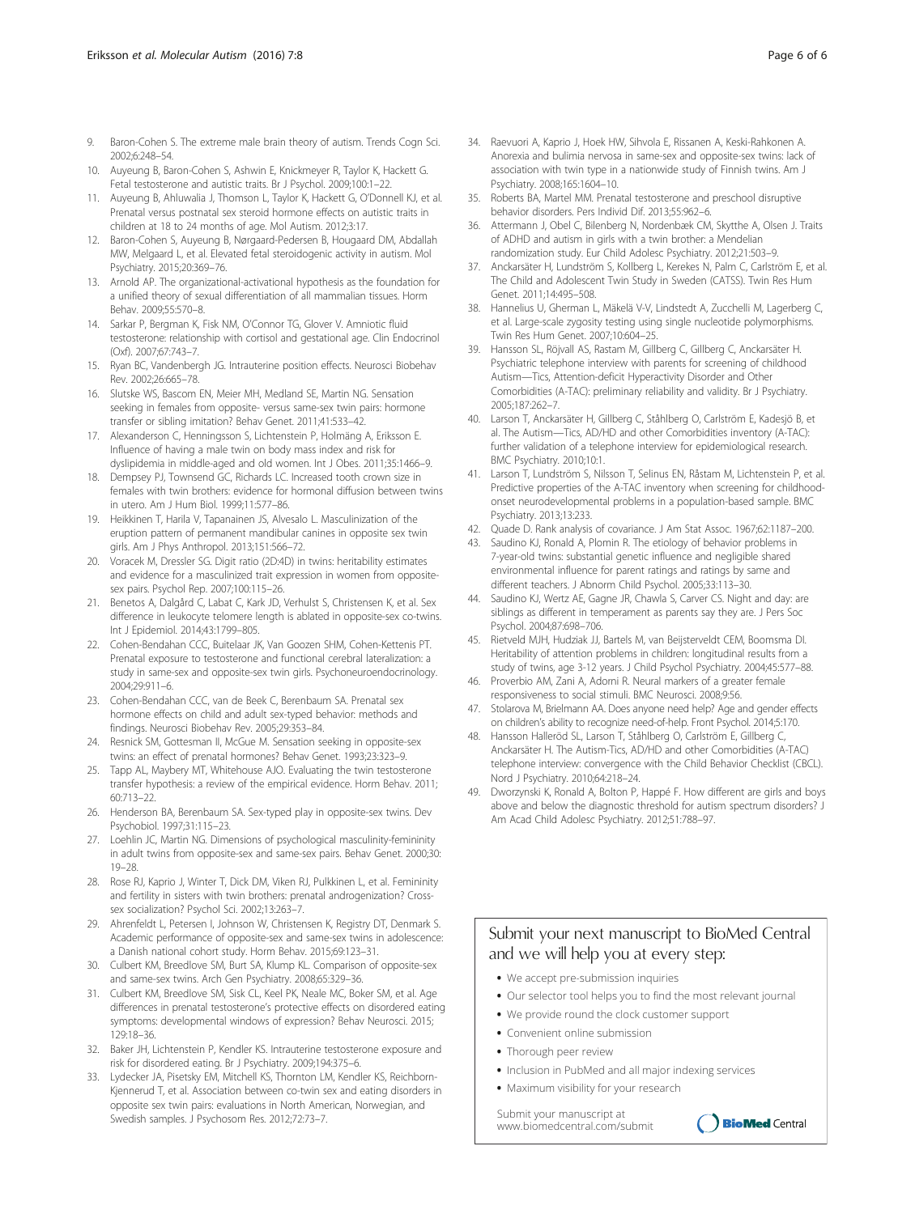9. Baron-Cohen S. The extreme male brain theory of autism. Trends Cogn Sci. 2002;6:248–54.
10. Auyeung B, Baron-Cohen S, Ashwin E, Knickmeyer R, Taylor K, Hackett G. Fetal testosterone and autistic traits. Br J Psychol. 2009;100:1–22.
11. Auyeung B, Ahluwalia J, Thomson L, Taylor K, Hackett G, O'Donnell KJ, et al. Prenatal versus postnatal sex steroid hormone effects on autistic traits in children at 18 to 24 months of age. Mol Autism. 2012;3:17.
12. Baron-Cohen S, Auyeung B, Nørgaard-Pedersen B, Hougaard DM, Abdallah MW, Melgaard L, et al. Elevated fetal steroidogenic activity in autism. Mol Psychiatry. 2015;20:369–76.
13. Arnold AP. The organizational-activational hypothesis as the foundation for a unified theory of sexual differentiation of all mammalian tissues. Horm Behav. 2009;55:570–8.
14. Sarkar P, Bergman K, Fisk NM, O'Connor TG, Glover V. Amniotic fluid testosterone: relationship with cortisol and gestational age. Clin Endocrinol (Oxf). 2007;67:743–7.
15. Ryan BC, Vandenbergh JG. Intrauterine position effects. Neurosci Biobehav Rev. 2002;26:665–78.
16. Slutske WS, Bascom EN, Meier MH, Medland SE, Martin NG. Sensation seeking in females from opposite- versus same-sex twin pairs: hormone transfer or sibling imitation? Behav Genet. 2011;41:533–42.
17. Alexanderson C, Henningsson S, Lichtenstein P, Holmäng A, Eriksson E. Influence of having a male twin on body mass index and risk for dyslipidemia in middle-aged and old women. Int J Obes. 2011;35:1466–9.
18. Dempsey PJ, Townsend GC, Richards LC. Increased tooth crown size in females with twin brothers: evidence for hormonal diffusion between twins in utero. Am J Hum Biol. 1999;11:577–86.
19. Heikkinen T, Harila V, Tapanainen JS, Alvesalo L. Masculinization of the eruption pattern of permanent mandibular canines in opposite sex twin girls. Am J Phys Anthropol. 2013;151:566–72.
20. Voracek M, Dressler SG. Digit ratio (2D:4D) in twins: heritability estimates and evidence for a masculinized trait expression in women from opposite-sex pairs. Psychol Rep. 2007;100:115–26.
21. Benetos A, Dalgård C, Labat C, Kark JD, Verhulst S, Christensen K, et al. Sex difference in leukocyte telomere length is ablated in opposite-sex co-twins. Int J Epidemiol. 2014;43:1799–805.
22. Cohen-Bendahan CCC, Buitelaar JK, Van Goozen SHM, Cohen-Kettenis PT. Prenatal exposure to testosterone and functional cerebral lateralization: a study in same-sex and opposite-sex twin girls. Psychoneuroendocrinology. 2004;29:911–6.
23. Cohen-Bendahan CCC, van de Beek C, Berenbaum SA. Prenatal sex hormone effects on child and adult sex-typed behavior: methods and findings. Neurosci Biobehav Rev. 2005;29:353–84.
24. Resnick SM, Gottesman II, McGue M. Sensation seeking in opposite-sex twins: an effect of prenatal hormones? Behav Genet. 1993;23:323–9.
25. Tapp AL, Maybery MT, Whitehouse AJO. Evaluating the twin testosterone transfer hypothesis: a review of the empirical evidence. Horm Behav. 2011;60:713–22.
26. Henderson BA, Berenbaum SA. Sex-typed play in opposite-sex twins. Dev Psychobiol. 1997;31:115–23.
27. Loehlin JC, Martin NG. Dimensions of psychological masculinity-femininity in adult twins from opposite-sex and same-sex pairs. Behav Genet. 2000;30:19–28.
28. Rose RJ, Kaprio J, Winter T, Dick DM, Viken RJ, Pulkkinen L, et al. Femininity and fertility in sisters with twin brothers: prenatal androgenization? Cross-sex socialization? Psychol Sci. 2002;13:263–7.
29. Ahrenfeldt L, Petersen I, Johnson W, Christensen K, Registry DT, Denmark S. Academic performance of opposite-sex and same-sex twins in adolescence: a Danish national cohort study. Horm Behav. 2015;69:123–31.
30. Culbert KM, Breedlove SM, Burt SA, Klump KL. Comparison of opposite-sex and same-sex twins. Arch Gen Psychiatry. 2008;65:329–36.
31. Culbert KM, Breedlove SM, Sisk CL, Keel PK, Neale MC, Boker SM, et al. Age differences in prenatal testosterone's protective effects on disordered eating symptoms: developmental windows of expression? Behav Neurosci. 2015;129:18–36.
32. Baker JH, Lichtenstein P, Kendler KS. Intrauterine testosterone exposure and risk for disordered eating. Br J Psychiatry. 2009;194:375–6.
33. Lydecker JA, Pisetsky EM, Mitchell KS, Thornton LM, Kendler KS, Reichborn-Kjennerud T, et al. Association between co-twin sex and eating disorders in opposite sex twin pairs: evaluations in North American, Norwegian, and Swedish samples. J Psychosom Res. 2012;72:73–7.
34. Raevuori A, Kaprio J, Hoek HW, Sihvola E, Rissanen A, Keski-Rahkonen A. Anorexia and bulimia nervosa in same-sex and opposite-sex twins: lack of association with twin type in a nationwide study of Finnish twins. Am J Psychiatry. 2008;165:1604–10.
35. Roberts BA, Martel MM. Prenatal testosterone and preschool disruptive behavior disorders. Pers Individ Dif. 2013;55:962–6.
36. Attermann J, Obel C, Bilenberg N, Nordenbæk CM, Skytthe A, Olsen J. Traits of ADHD and autism in girls with a twin brother: a Mendelian randomization study. Eur Child Adolesc Psychiatry. 2012;21:503–9.
37. Anckarsäter H, Lundström S, Kollberg L, Kerekes N, Palm C, Carlström E, et al. The Child and Adolescent Twin Study in Sweden (CATSS). Twin Res Hum Genet. 2011;14:495–508.
38. Hannelius U, Gherman L, Mäkelä V-V, Lindstedt A, Zucchelli M, Lagerberg C, et al. Large-scale zygosity testing using single nucleotide polymorphisms. Twin Res Hum Genet. 2007;10:604–25.
39. Hansson SL, Röjvall AS, Rastam M, Gillberg C, Gillberg C, Anckarsäter H. Psychiatric telephone interview with parents for screening of childhood Autism—Tics, Attention-deficit Hyperactivity Disorder and Other Comorbidities (A-TAC): preliminary reliability and validity. Br J Psychiatry. 2005;187:262–7.
40. Larson T, Anckarsäter H, Gillberg C, Ståhlberg O, Carlström E, Kadesjö B, et al. The Autism—Tics, AD/HD and other Comorbidities inventory (A-TAC): further validation of a telephone interview for epidemiological research. BMC Psychiatry. 2010;10:1.
41. Larson T, Lundström S, Nilsson T, Selinus EN, Råstam M, Lichtenstein P, et al. Predictive properties of the A-TAC inventory when screening for childhood-onset neurodevelopmental problems in a population-based sample. BMC Psychiatry. 2013;13:233.
42. Quade D. Rank analysis of covariance. J Am Stat Assoc. 1967;62:1187–200.
43. Saudino KJ, Ronald A, Plomin R. The etiology of behavior problems in 7-year-old twins: substantial genetic influence and negligible shared environmental influence for parent ratings and ratings by same and different teachers. J Abnorm Child Psychol. 2005;33:113–30.
44. Saudino KJ, Wertz AE, Gagne JR, Chawla S, Carver CS. Night and day: are siblings as different in temperament as parents say they are. J Pers Soc Psychol. 2004;87:698–706.
45. Rietveld MJH, Hudziak JJ, Bartels M, van Beijsterveldt CEM, Boomsma DI. Heritability of attention problems in children: longitudinal results from a study of twins, age 3-12 years. J Child Psychol Psychiatry. 2004;45:577–88.
46. Proverbio AM, Zani A, Adorni R. Neural markers of a greater female responsiveness to social stimuli. BMC Neurosci. 2008;9:56.
47. Stolarova M, Brielmann AA. Does anyone need help? Age and gender effects on children's ability to recognize need-of-help. Front Psychol. 2014;5:170.
48. Hansson Halleröd SL, Larson T, Ståhlberg O, Carlström E, Gillberg C, Anckarsäter H. The Autism-Tics, AD/HD and other Comorbidities (A-TAC) telephone interview: convergence with the Child Behavior Checklist (CBCL). Nord J Psychiatry. 2010;64:218–24.
49. Dworzynski K, Ronald A, Bolton P, Happé F. How different are girls and boys above and below the diagnostic threshold for autism spectrum disorders? J Am Acad Child Adolesc Psychiatry. 2012;51:788–97.

Submit your next manuscript to BioMed Central and we will help you at every step:

- We accept pre-submission inquiries
- Our selector tool helps you to find the most relevant journal
- We provide round the clock customer support
- Convenient online submission
- Thorough peer review
- Inclusion in PubMed and all major indexing services
- Maximum visibility for your research

Submit your manuscript at
www.biomedcentral.com/submit

BioMed Central